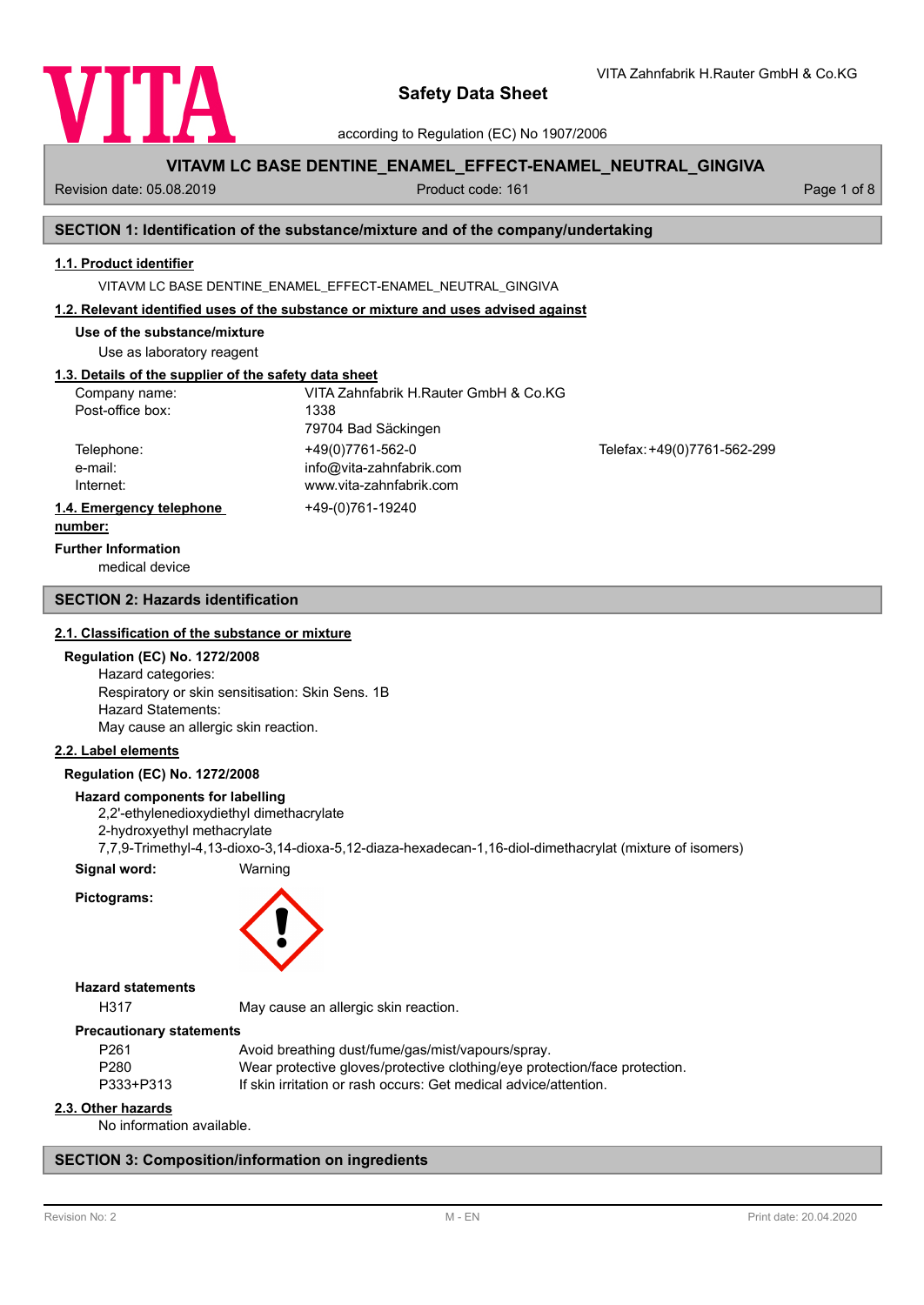# Safety Data Sheet

according to Regulation (EC) No 1907/2006

VITA Zahnfabrik H.Rauter GmbH & Co.KG

**VITAVM LC BASE DENTINE_ENAMEL_EFFECT-ENAMEL_NEUTRAL_GINGIVA**

Revision date: 05.08.2019 | Product code: 161

## SECTION 1: Identification of the substance/mixture and of the company/undertaking

### 1.1. Product identifier

VITAVM LC BASE DENTINE_ENAMEL_EFFECT-ENAMEL_NEUTRAL_GINGIVA

### 1.2. Relevant identified uses of the substance or mixture and uses advised against

**Use of the substance/mixture**

Use as laboratory reagent

### 1.3. Details of the supplier of the safety data sheet

| | | |
|---|---|---|
| Company name: | VITA Zahnfabrik H.Rauter GmbH & Co.KG | |
| Post-office box: | 1338 | |
| | 79704 Bad Säckingen | |
| Telephone: | +49(0)7761-562-0 | Telefax: +49(0)7761-562-299 |
| e-mail: | info@vita-zahnfabrik.com | |
| Internet: | www.vita-zahnfabrik.com | |

### 1.4. Emergency telephone number:

+49-(0)761-19240

**Further Information**

medical device

## SECTION 2: Hazards identification

### 2.1. Classification of the substance or mixture

**Regulation (EC) No. 1272/2008**

Hazard categories:
Respiratory or skin sensitisation: Skin Sens. 1B
Hazard Statements:
May cause an allergic skin reaction.

### 2.2. Label elements

**Regulation (EC) No. 1272/2008**

**Hazard components for labelling**

2,2'-ethylenedioxydiethyl dimethacrylate
2-hydroxyethyl methacrylate
7,7,9-Trimethyl-4,13-dioxo-3,14-dioxa-5,12-diaza-hexadecan-1,16-diol-dimethacrylat (mixture of isomers)

**Signal word:** Warning

**Pictograms:**

**Hazard statements**

| | |
|---|---|
| H317 | May cause an allergic skin reaction. |

**Precautionary statements**

| | |
|---|---|
| P261 | Avoid breathing dust/fume/gas/mist/vapours/spray. |
| P280 | Wear protective gloves/protective clothing/eye protection/face protection. |
| P333+P313 | If skin irritation or rash occurs: Get medical advice/attention. |

### 2.3. Other hazards

No information available.

## SECTION 3: Composition/information on ingredients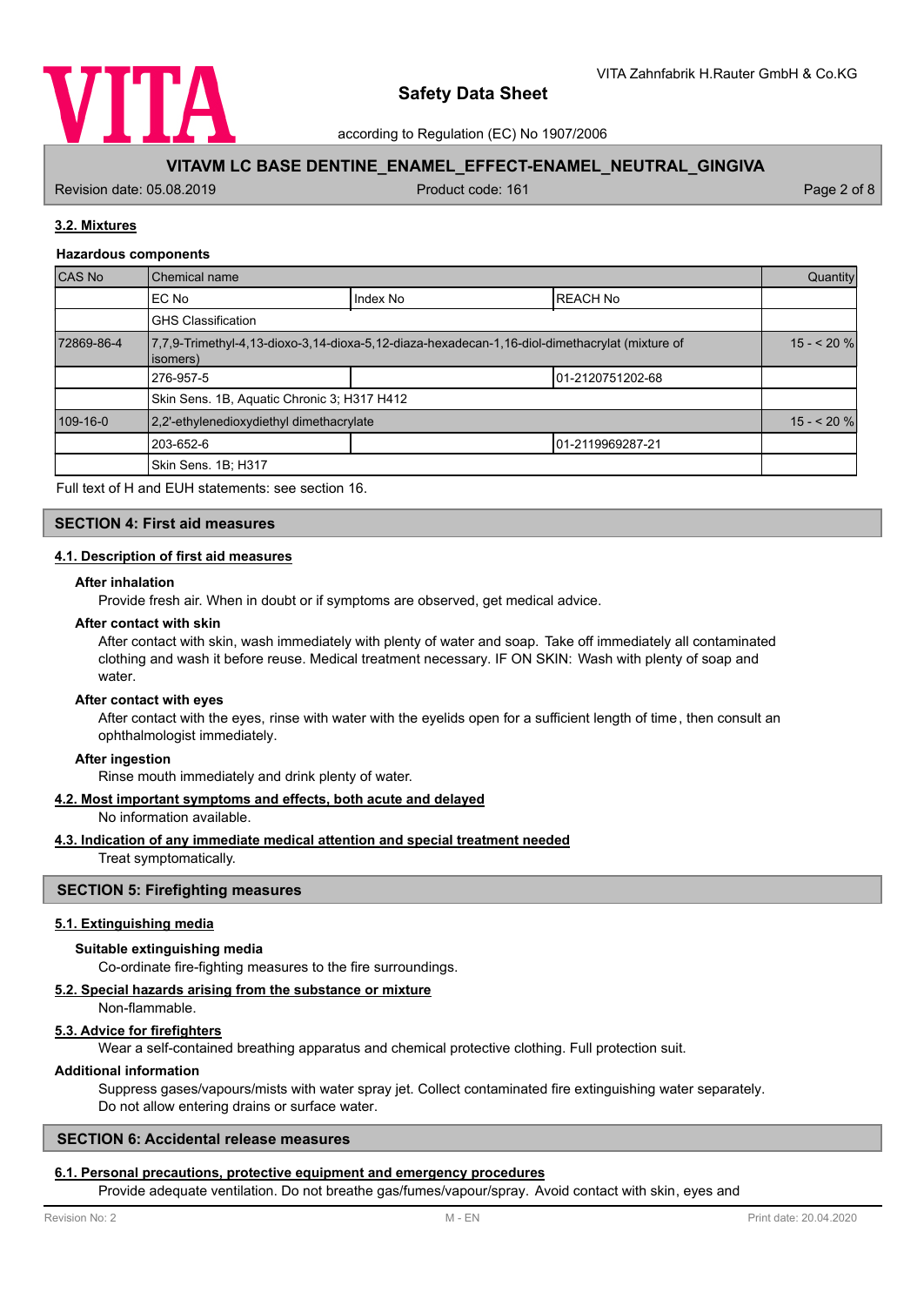### 3.2. Mixtures

**Hazardous components**

| CAS No | Chemical name | | | Quantity |
|---|---|---|---|---|
| | EC No | Index No | REACH No | |
| | GHS Classification | | | |
| 72869-86-4 | 7,7,9-Trimethyl-4,13-dioxo-3,14-dioxa-5,12-diaza-hexadecan-1,16-diol-dimethacrylat (mixture of isomers) | | | 15 - < 20 % |
| | 276-957-5 | | 01-2120751202-68 | |
| | Skin Sens. 1B, Aquatic Chronic 3; H317 H412 | | | |
| 109-16-0 | 2,2'-ethylenedioxydiethyl dimethacrylate | | | 15 - < 20 % |
| | 203-652-6 | | 01-2119969287-21 | |
| | Skin Sens. 1B; H317 | | | |

Full text of H and EUH statements: see section 16.

## SECTION 4: First aid measures

### 4.1. Description of first aid measures

**After inhalation**

Provide fresh air. When in doubt or if symptoms are observed, get medical advice.

**After contact with skin**

After contact with skin, wash immediately with plenty of water and soap. Take off immediately all contaminated clothing and wash it before reuse. Medical treatment necessary. IF ON SKIN: Wash with plenty of soap and water.

**After contact with eyes**

After contact with the eyes, rinse with water with the eyelids open for a sufficient length of time, then consult an ophthalmologist immediately.

**After ingestion**

Rinse mouth immediately and drink plenty of water.

### 4.2. Most important symptoms and effects, both acute and delayed

No information available.

### 4.3. Indication of any immediate medical attention and special treatment needed

Treat symptomatically.

## SECTION 5: Firefighting measures

### 5.1. Extinguishing media

**Suitable extinguishing media**

Co-ordinate fire-fighting measures to the fire surroundings.

### 5.2. Special hazards arising from the substance or mixture

Non-flammable.

### 5.3. Advice for firefighters

Wear a self-contained breathing apparatus and chemical protective clothing. Full protection suit.

**Additional information**

Suppress gases/vapours/mists with water spray jet. Collect contaminated fire extinguishing water separately. Do not allow entering drains or surface water.

## SECTION 6: Accidental release measures

### 6.1. Personal precautions, protective equipment and emergency procedures

Provide adequate ventilation. Do not breathe gas/fumes/vapour/spray. Avoid contact with skin, eyes and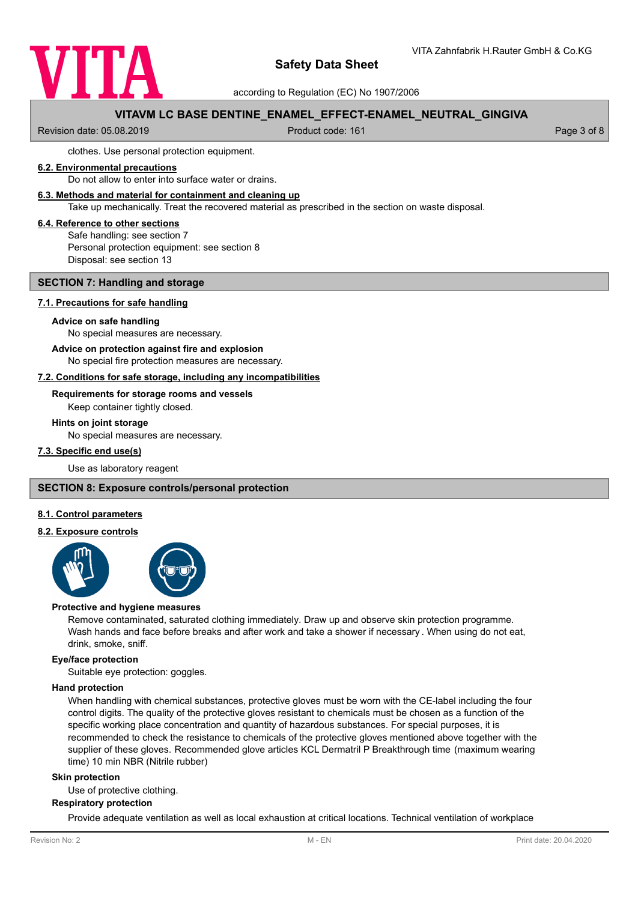clothes. Use personal protection equipment.

### 6.2. Environmental precautions

Do not allow to enter into surface water or drains.

### 6.3. Methods and material for containment and cleaning up

Take up mechanically. Treat the recovered material as prescribed in the section on waste disposal.

### 6.4. Reference to other sections

Safe handling: see section 7
Personal protection equipment: see section 8
Disposal: see section 13

## SECTION 7: Handling and storage

### 7.1. Precautions for safe handling

**Advice on safe handling**

No special measures are necessary.

**Advice on protection against fire and explosion**

No special fire protection measures are necessary.

### 7.2. Conditions for safe storage, including any incompatibilities

**Requirements for storage rooms and vessels**

Keep container tightly closed.

**Hints on joint storage**

No special measures are necessary.

### 7.3. Specific end use(s)

Use as laboratory reagent

## SECTION 8: Exposure controls/personal protection

### 8.1. Control parameters

### 8.2. Exposure controls

**Protective and hygiene measures**

Remove contaminated, saturated clothing immediately. Draw up and observe skin protection programme. Wash hands and face before breaks and after work and take a shower if necessary . When using do not eat, drink, smoke, sniff.

**Eye/face protection**

Suitable eye protection: goggles.

**Hand protection**

When handling with chemical substances, protective gloves must be worn with the CE-label including the four control digits. The quality of the protective gloves resistant to chemicals must be chosen as a function of the specific working place concentration and quantity of hazardous substances. For special purposes, it is recommended to check the resistance to chemicals of the protective gloves mentioned above together with the supplier of these gloves. Recommended glove articles KCL Dermatril P Breakthrough time (maximum wearing time) 10 min NBR (Nitrile rubber)

**Skin protection**

Use of protective clothing.

**Respiratory protection**

Provide adequate ventilation as well as local exhaustion at critical locations. Technical ventilation of workplace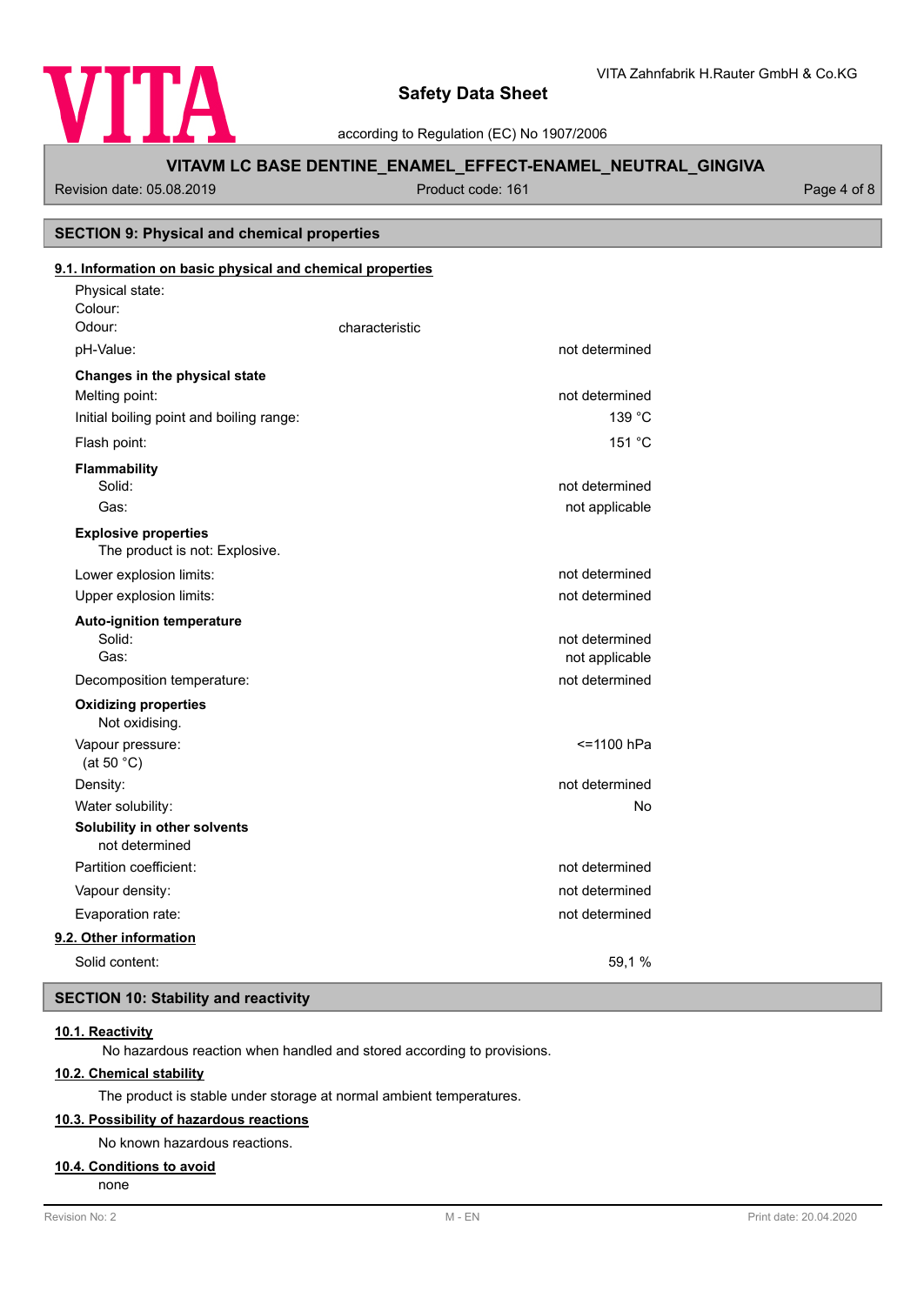## SECTION 9: Physical and chemical properties

### 9.1. Information on basic physical and chemical properties

| | |
|---|---|
| Physical state: | |
| Colour: | |
| Odour: | characteristic |
| pH-Value: | not determined |
| **Changes in the physical state** | |
| Melting point: | not determined |
| Initial boiling point and boiling range: | 139 °C |
| Flash point: | 151 °C |
| **Flammability** | |
| Solid: | not determined |
| Gas: | not applicable |
| **Explosive properties** | |
| The product is not: Explosive. | |
| Lower explosion limits: | not determined |
| Upper explosion limits: | not determined |
| **Auto-ignition temperature** | |
| Solid: | not determined |
| Gas: | not applicable |
| Decomposition temperature: | not determined |
| **Oxidizing properties** | |
| Not oxidising. | |
| Vapour pressure: (at 50 °C) | <=1100 hPa |
| Density: | not determined |
| Water solubility: | No |
| **Solubility in other solvents** | |
| not determined | |
| Partition coefficient: | not determined |
| Vapour density: | not determined |
| Evaporation rate: | not determined |

### 9.2. Other information

| | |
|---|---|
| Solid content: | 59,1 % |

## SECTION 10: Stability and reactivity

### 10.1. Reactivity

No hazardous reaction when handled and stored according to provisions.

### 10.2. Chemical stability

The product is stable under storage at normal ambient temperatures.

### 10.3. Possibility of hazardous reactions

No known hazardous reactions.

### 10.4. Conditions to avoid

none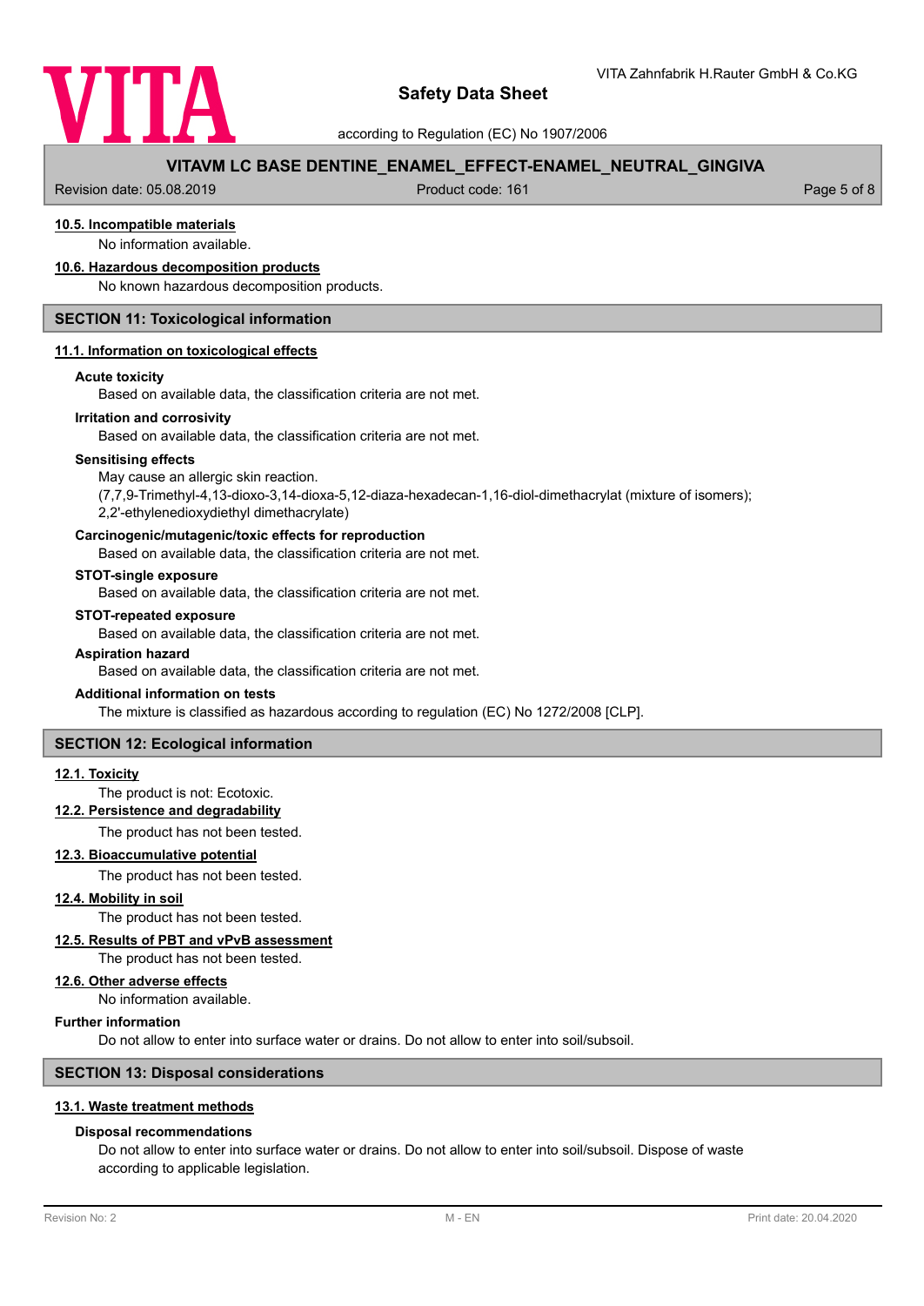#### 10.5. Incompatible materials

No information available.

#### 10.6. Hazardous decomposition products

No known hazardous decomposition products.

## SECTION 11: Toxicological information

### 11.1. Information on toxicological effects

**Acute toxicity**

Based on available data, the classification criteria are not met.

**Irritation and corrosivity**

Based on available data, the classification criteria are not met.

**Sensitising effects**

May cause an allergic skin reaction.
(7,7,9-Trimethyl-4,13-dioxo-3,14-dioxa-5,12-diaza-hexadecan-1,16-diol-dimethacrylat (mixture of isomers); 2,2'-ethylenedioxydiethyl dimethacrylate)

**Carcinogenic/mutagenic/toxic effects for reproduction**

Based on available data, the classification criteria are not met.

**STOT-single exposure**

Based on available data, the classification criteria are not met.

**STOT-repeated exposure**

Based on available data, the classification criteria are not met.

**Aspiration hazard**

Based on available data, the classification criteria are not met.

**Additional information on tests**

The mixture is classified as hazardous according to regulation (EC) No 1272/2008 [CLP].

## SECTION 12: Ecological information

### 12.1. Toxicity

The product is not: Ecotoxic.

### 12.2. Persistence and degradability

The product has not been tested.

### 12.3. Bioaccumulative potential

The product has not been tested.

### 12.4. Mobility in soil

The product has not been tested.

### 12.5. Results of PBT and vPvB assessment

The product has not been tested.

### 12.6. Other adverse effects

No information available.

**Further information**

Do not allow to enter into surface water or drains. Do not allow to enter into soil/subsoil.

## SECTION 13: Disposal considerations

### 13.1. Waste treatment methods

**Disposal recommendations**

Do not allow to enter into surface water or drains. Do not allow to enter into soil/subsoil. Dispose of waste according to applicable legislation.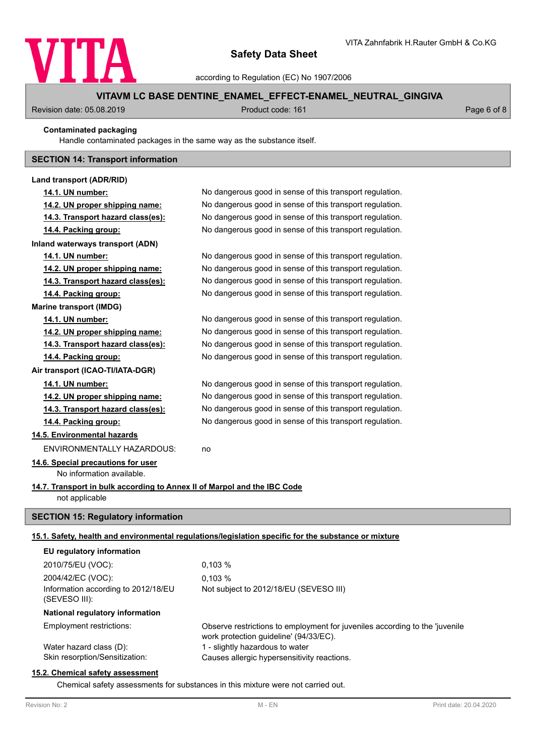**Contaminated packaging**

Handle contaminated packages in the same way as the substance itself.

## SECTION 14: Transport information

**Land transport (ADR/RID)**

| | |
|---|---|
| **14.1. UN number:** | No dangerous good in sense of this transport regulation. |
| **14.2. UN proper shipping name:** | No dangerous good in sense of this transport regulation. |
| **14.3. Transport hazard class(es):** | No dangerous good in sense of this transport regulation. |
| **14.4. Packing group:** | No dangerous good in sense of this transport regulation. |

**Inland waterways transport (ADN)**

| | |
|---|---|
| **14.1. UN number:** | No dangerous good in sense of this transport regulation. |
| **14.2. UN proper shipping name:** | No dangerous good in sense of this transport regulation. |
| **14.3. Transport hazard class(es):** | No dangerous good in sense of this transport regulation. |
| **14.4. Packing group:** | No dangerous good in sense of this transport regulation. |

**Marine transport (IMDG)**

| | |
|---|---|
| **14.1. UN number:** | No dangerous good in sense of this transport regulation. |
| **14.2. UN proper shipping name:** | No dangerous good in sense of this transport regulation. |
| **14.3. Transport hazard class(es):** | No dangerous good in sense of this transport regulation. |
| **14.4. Packing group:** | No dangerous good in sense of this transport regulation. |

**Air transport (ICAO-TI/IATA-DGR)**

| | |
|---|---|
| **14.1. UN number:** | No dangerous good in sense of this transport regulation. |
| **14.2. UN proper shipping name:** | No dangerous good in sense of this transport regulation. |
| **14.3. Transport hazard class(es):** | No dangerous good in sense of this transport regulation. |
| **14.4. Packing group:** | No dangerous good in sense of this transport regulation. |

**14.5. Environmental hazards**

ENVIRONMENTALLY HAZARDOUS: no

**14.6. Special precautions for user**

No information available.

**14.7. Transport in bulk according to Annex II of Marpol and the IBC Code**

not applicable

## SECTION 15: Regulatory information

**15.1. Safety, health and environmental regulations/legislation specific for the substance or mixture**

**EU regulatory information**

| | |
|---|---|
| 2010/75/EU (VOC): | 0,103 % |
| 2004/42/EC (VOC): | 0,103 % |
| Information according to 2012/18/EU (SEVESO III): | Not subject to 2012/18/EU (SEVESO III) |

**National regulatory information**

| | |
|---|---|
| Employment restrictions: | Observe restrictions to employment for juveniles according to the 'juvenile work protection guideline' (94/33/EC). |
| Water hazard class (D): | 1 - slightly hazardous to water |
| Skin resorption/Sensitization: | Causes allergic hypersensitivity reactions. |

**15.2. Chemical safety assessment**

Chemical safety assessments for substances in this mixture were not carried out.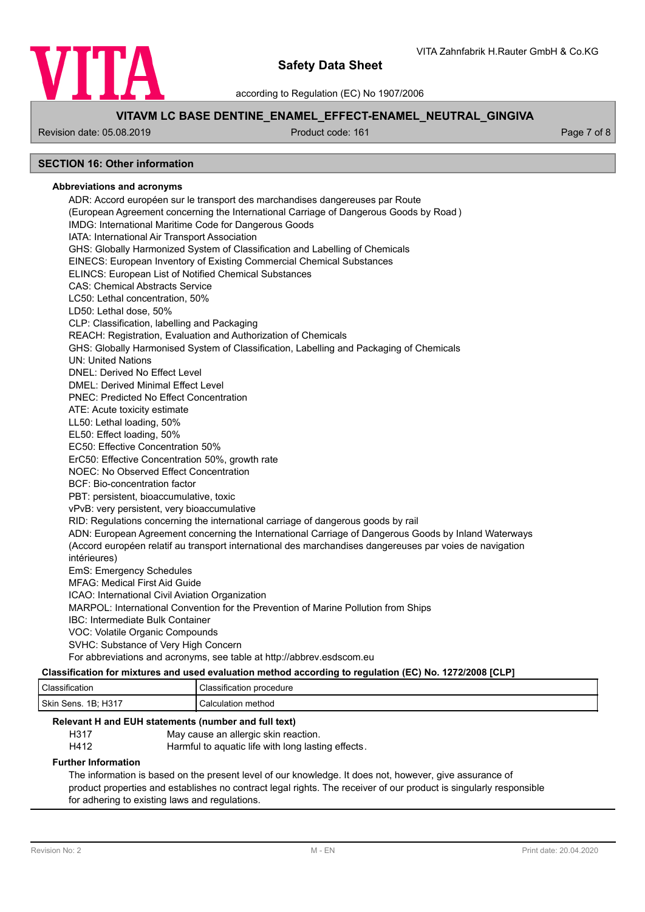## SECTION 16: Other information

### Abbreviations and acronyms

ADR: Accord européen sur le transport des marchandises dangereuses par Route
(European Agreement concerning the International Carriage of Dangerous Goods by Road )
IMDG: International Maritime Code for Dangerous Goods
IATA: International Air Transport Association
GHS: Globally Harmonized System of Classification and Labelling of Chemicals
EINECS: European Inventory of Existing Commercial Chemical Substances
ELINCS: European List of Notified Chemical Substances
CAS: Chemical Abstracts Service
LC50: Lethal concentration, 50%
LD50: Lethal dose, 50%
CLP: Classification, labelling and Packaging
REACH: Registration, Evaluation and Authorization of Chemicals
GHS: Globally Harmonised System of Classification, Labelling and Packaging of Chemicals
UN: United Nations
DNEL: Derived No Effect Level
DMEL: Derived Minimal Effect Level
PNEC: Predicted No Effect Concentration
ATE: Acute toxicity estimate
LL50: Lethal loading, 50%
EL50: Effect loading, 50%
EC50: Effective Concentration 50%
ErC50: Effective Concentration 50%, growth rate
NOEC: No Observed Effect Concentration
BCF: Bio-concentration factor
PBT: persistent, bioaccumulative, toxic
vPvB: very persistent, very bioaccumulative
RID: Regulations concerning the international carriage of dangerous goods by rail
ADN: European Agreement concerning the International Carriage of Dangerous Goods by Inland Waterways (Accord européen relatif au transport international des marchandises dangereuses par voies de navigation intérieures)
EmS: Emergency Schedules
MFAG: Medical First Aid Guide
ICAO: International Civil Aviation Organization
MARPOL: International Convention for the Prevention of Marine Pollution from Ships
IBC: Intermediate Bulk Container
VOC: Volatile Organic Compounds
SVHC: Substance of Very High Concern
For abbreviations and acronyms, see table at http://abbrev.esdscom.eu

### Classification for mixtures and used evaluation method according to regulation (EC) No. 1272/2008 [CLP]

| Classification | Classification procedure |
|---|---|
| Skin Sens. 1B; H317 | Calculation method |

### Relevant H and EUH statements (number and full text)

| | |
|---|---|
| H317 | May cause an allergic skin reaction. |
| H412 | Harmful to aquatic life with long lasting effects. |

### Further Information

The information is based on the present level of our knowledge. It does not, however, give assurance of product properties and establishes no contract legal rights. The receiver of our product is singularly responsible for adhering to existing laws and regulations.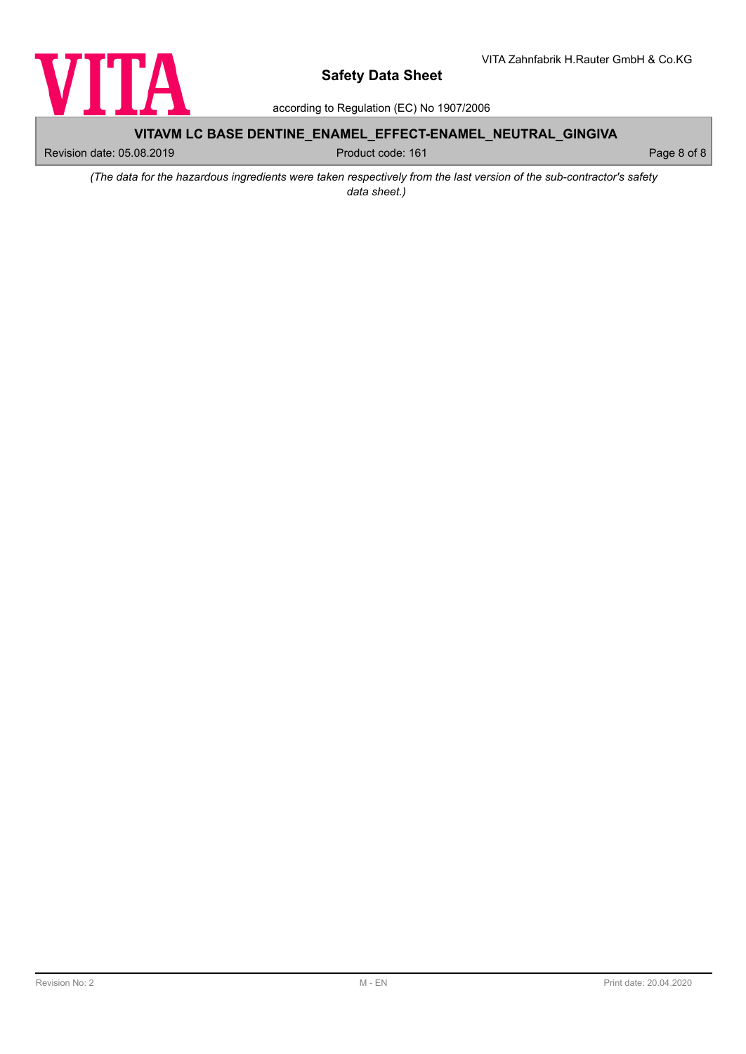*(The data for the hazardous ingredients were taken respectively from the last version of the sub-contractor's safety data sheet.)*